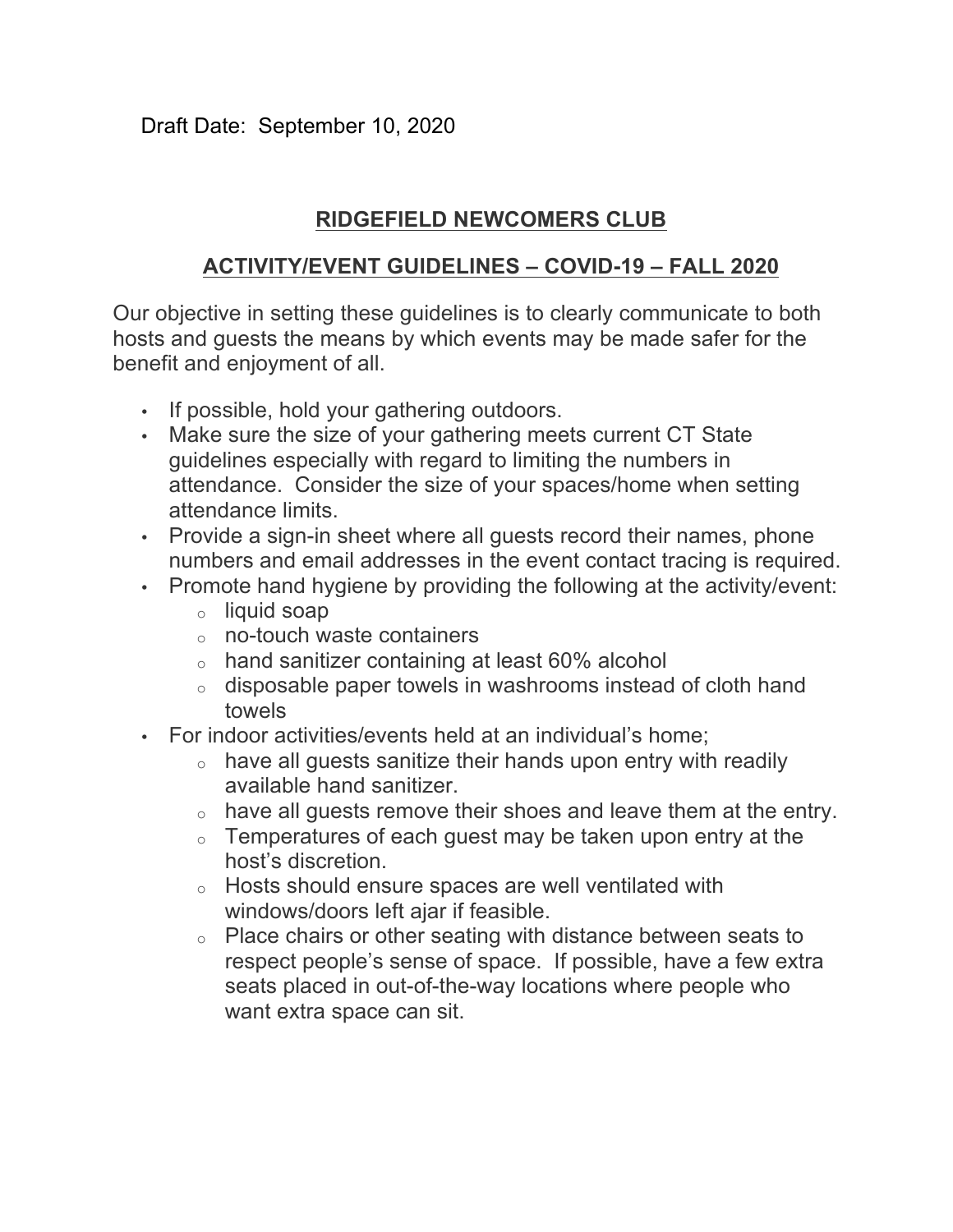Draft Date: September 10, 2020

# RIDGEFIELD NEWCOMERS CLUB

## ACTIVITY/EVENT GUIDELINES – COVID-19 – FALL 2020

Our objective in setting these guidelines is to clearly communicate to both hosts and guests the means by which events may be made safer for the benefit and enjoyment of all.

- If possible, hold your gathering outdoors.
- Make sure the size of your gathering meets current CT State guidelines especially with regard to limiting the numbers in attendance. Consider the size of your spaces/home when setting attendance limits.
- Provide a sign-in sheet where all guests record their names, phone numbers and email addresses in the event contact tracing is required.
- Promote hand hygiene by providing the following at the activity/event:
  - liquid soap
  - no-touch waste containers
  - hand sanitizer containing at least 60% alcohol
  - disposable paper towels in washrooms instead of cloth hand towels
- For indoor activities/events held at an individual's home;
  - have all guests sanitize their hands upon entry with readily available hand sanitizer.
  - have all guests remove their shoes and leave them at the entry.
  - Temperatures of each guest may be taken upon entry at the host's discretion.
  - Hosts should ensure spaces are well ventilated with windows/doors left ajar if feasible.
  - Place chairs or other seating with distance between seats to respect people's sense of space. If possible, have a few extra seats placed in out-of-the-way locations where people who want extra space can sit.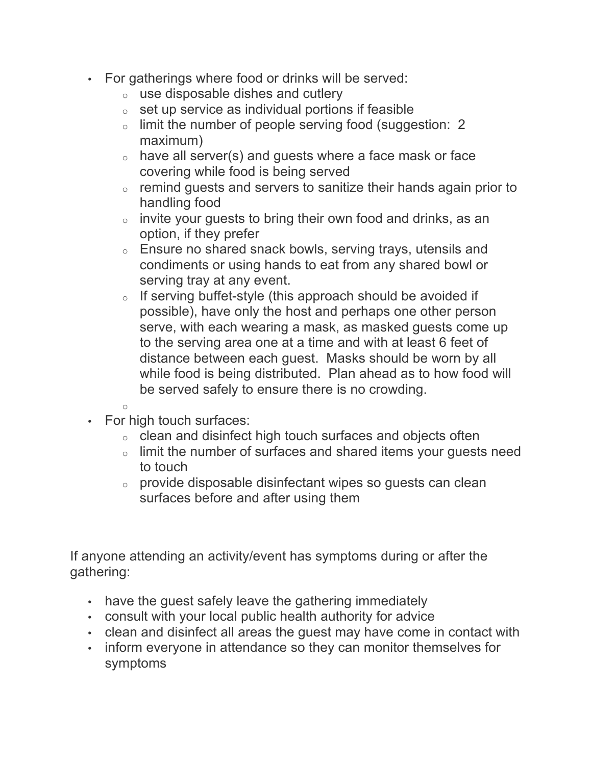- For gatherings where food or drinks will be served:
    - use disposable dishes and cutlery
    - set up service as individual portions if feasible
    - limit the number of people serving food (suggestion: 2 maximum)
    - have all server(s) and guests where a face mask or face covering while food is being served
    - remind guests and servers to sanitize their hands again prior to handling food
    - invite your guests to bring their own food and drinks, as an option, if they prefer
    - Ensure no shared snack bowls, serving trays, utensils and condiments or using hands to eat from any shared bowl or serving tray at any event.
    - If serving buffet-style (this approach should be avoided if possible), have only the host and perhaps one other person serve, with each wearing a mask, as masked guests come up to the serving area one at a time and with at least 6 feet of distance between each guest. Masks should be worn by all while food is being distributed. Plan ahead as to how food will be served safely to ensure there is no crowding.
- For high touch surfaces:
    - clean and disinfect high touch surfaces and objects often
    - limit the number of surfaces and shared items your guests need to touch
    - provide disposable disinfectant wipes so guests can clean surfaces before and after using them

If anyone attending an activity/event has symptoms during or after the gathering:

- have the guest safely leave the gathering immediately
- consult with your local public health authority for advice
- clean and disinfect all areas the guest may have come in contact with
- inform everyone in attendance so they can monitor themselves for symptoms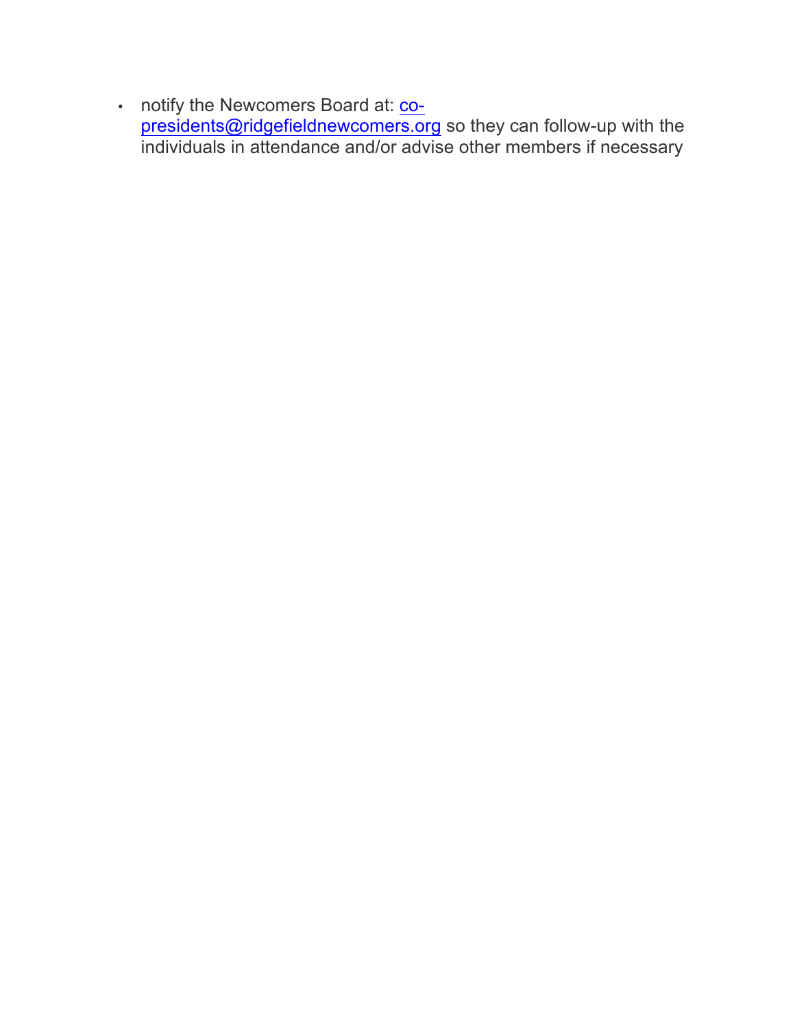- notify the Newcomers Board at: [co-presidents@ridgefieldnewcomers.org](mailto:co-presidents@ridgefieldnewcomers.org) so they can follow-up with the individuals in attendance and/or advise other members if necessary